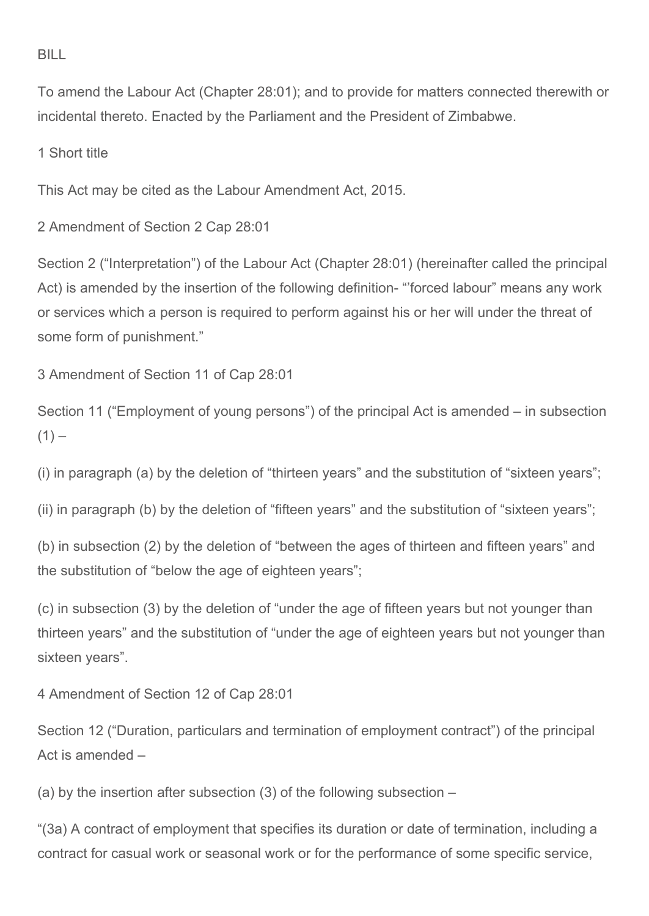BILL

To amend the Labour Act (Chapter 28:01); and to provide for matters connected therewith or incidental thereto. Enacted by the Parliament and the President of Zimbabwe.

1 Short title

This Act may be cited as the Labour Amendment Act, 2015.

2 Amendment of Section 2 Cap 28:01

Section 2 ("Interpretation") of the Labour Act (Chapter 28:01) (hereinafter called the principal Act) is amended by the insertion of the following definition- "'forced labour" means any work or services which a person is required to perform against his or her will under the threat of some form of punishment."

3 Amendment of Section 11 of Cap 28:01

Section 11 ("Employment of young persons") of the principal Act is amended – in subsection (1) –

(i) in paragraph (a) by the deletion of "thirteen years" and the substitution of "sixteen years";

(ii) in paragraph (b) by the deletion of "fifteen years" and the substitution of "sixteen years";

(b) in subsection (2) by the deletion of "between the ages of thirteen and fifteen years" and the substitution of "below the age of eighteen years";

(c) in subsection (3) by the deletion of "under the age of fifteen years but not younger than thirteen years" and the substitution of "under the age of eighteen years but not younger than sixteen years".

4 Amendment of Section 12 of Cap 28:01

Section 12 ("Duration, particulars and termination of employment contract") of the principal Act is amended –

(a) by the insertion after subsection (3) of the following subsection –

"(3a) A contract of employment that specifies its duration or date of termination, including a contract for casual work or seasonal work or for the performance of some specific service,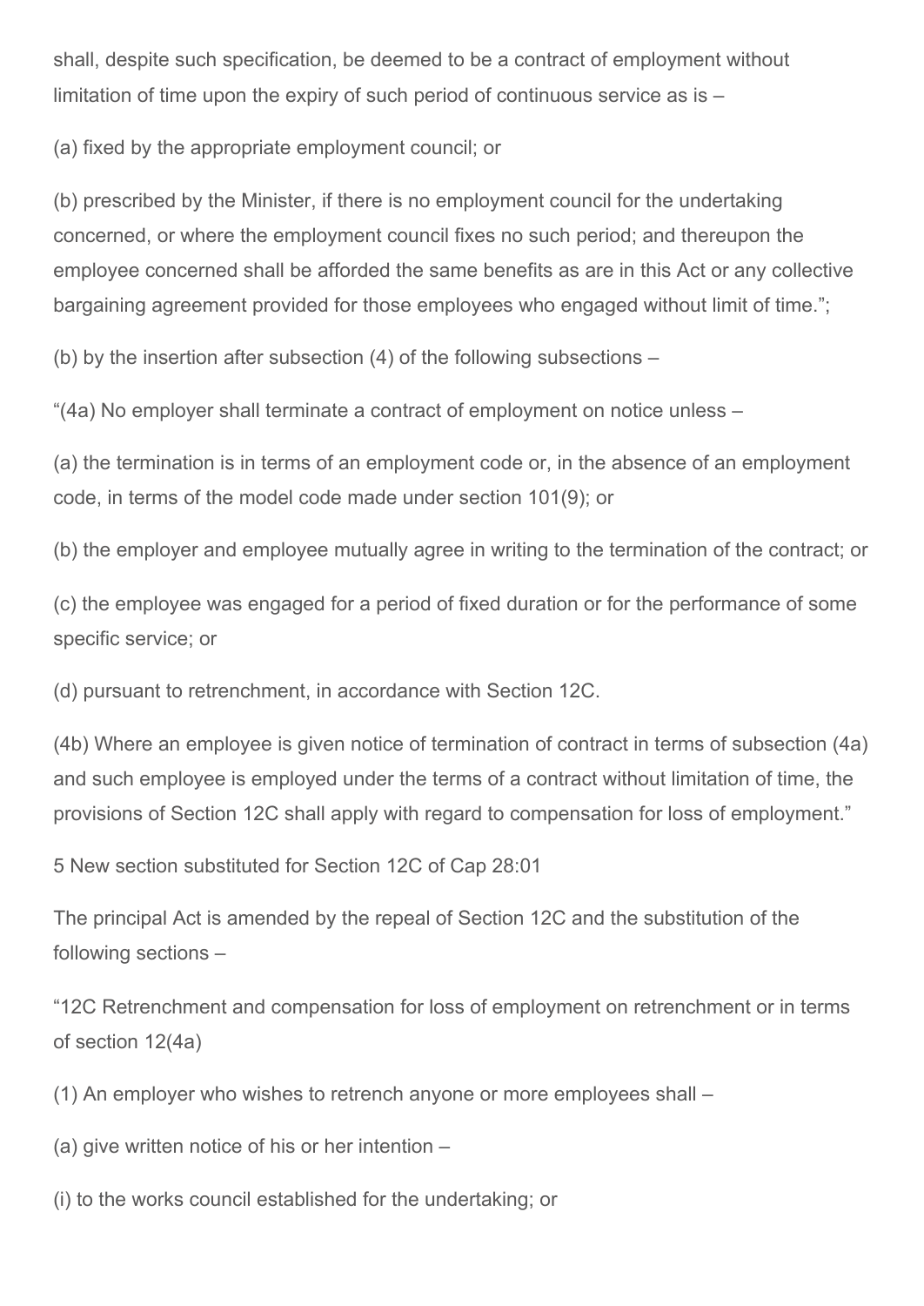shall, despite such specification, be deemed to be a contract of employment without limitation of time upon the expiry of such period of continuous service as is –

(a) fixed by the appropriate employment council; or

(b) prescribed by the Minister, if there is no employment council for the undertaking concerned, or where the employment council fixes no such period; and thereupon the employee concerned shall be afforded the same benefits as are in this Act or any collective bargaining agreement provided for those employees who engaged without limit of time.";

(b) by the insertion after subsection (4) of the following subsections –

"(4a) No employer shall terminate a contract of employment on notice unless –

(a) the termination is in terms of an employment code or, in the absence of an employment code, in terms of the model code made under section 101(9); or

(b) the employer and employee mutually agree in writing to the termination of the contract; or

(c) the employee was engaged for a period of fixed duration or for the performance of some specific service; or

(d) pursuant to retrenchment, in accordance with Section 12C.

(4b) Where an employee is given notice of termination of contract in terms of subsection (4a) and such employee is employed under the terms of a contract without limitation of time, the provisions of Section 12C shall apply with regard to compensation for loss of employment."

5 New section substituted for Section 12C of Cap 28:01

The principal Act is amended by the repeal of Section 12C and the substitution of the following sections –

"12C Retrenchment and compensation for loss of employment on retrenchment or in terms of section 12(4a)

(1) An employer who wishes to retrench anyone or more employees shall –

(a) give written notice of his or her intention –

(i) to the works council established for the undertaking; or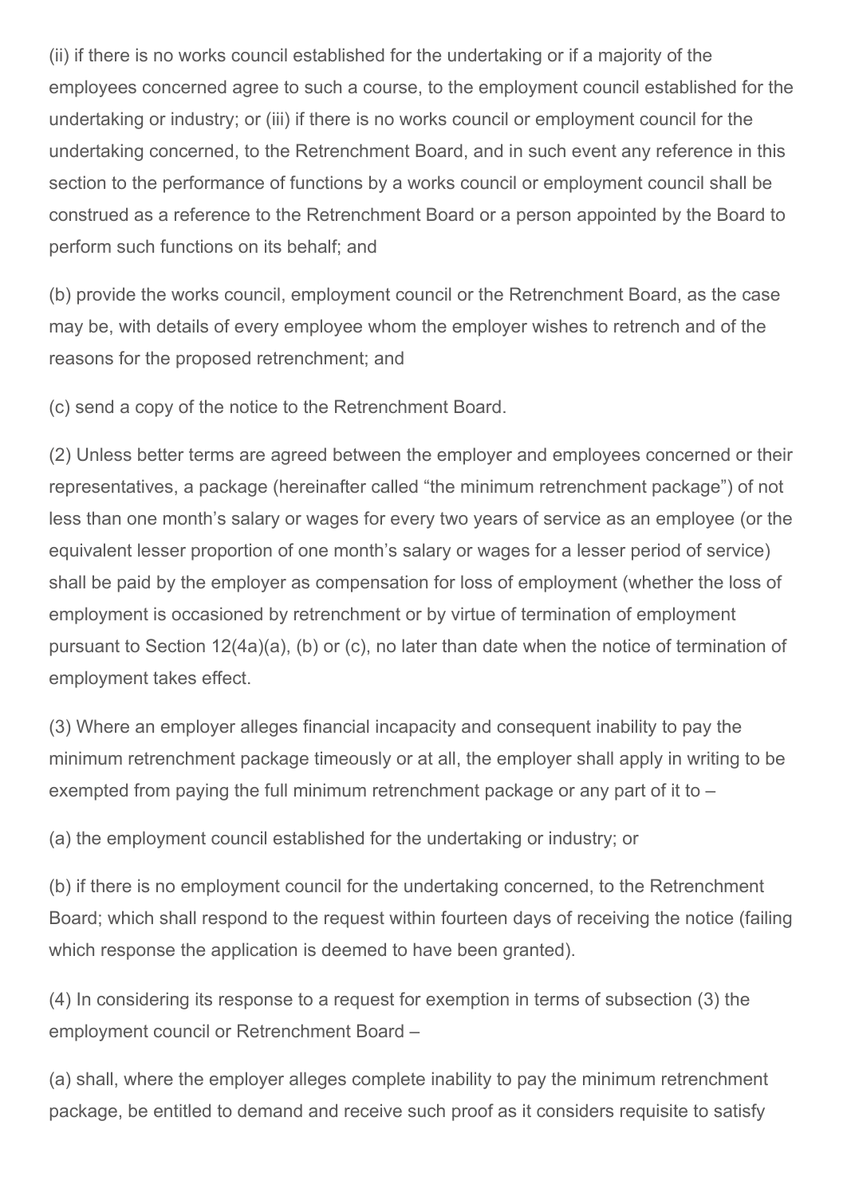(ii) if there is no works council established for the undertaking or if a majority of the employees concerned agree to such a course, to the employment council established for the undertaking or industry; or (iii) if there is no works council or employment council for the undertaking concerned, to the Retrenchment Board, and in such event any reference in this section to the performance of functions by a works council or employment council shall be construed as a reference to the Retrenchment Board or a person appointed by the Board to perform such functions on its behalf; and

(b) provide the works council, employment council or the Retrenchment Board, as the case may be, with details of every employee whom the employer wishes to retrench and of the reasons for the proposed retrenchment; and

(c) send a copy of the notice to the Retrenchment Board.

(2) Unless better terms are agreed between the employer and employees concerned or their representatives, a package (hereinafter called "the minimum retrenchment package") of not less than one month's salary or wages for every two years of service as an employee (or the equivalent lesser proportion of one month's salary or wages for a lesser period of service) shall be paid by the employer as compensation for loss of employment (whether the loss of employment is occasioned by retrenchment or by virtue of termination of employment pursuant to Section 12(4a)(a), (b) or (c), no later than date when the notice of termination of employment takes effect.

(3) Where an employer alleges financial incapacity and consequent inability to pay the minimum retrenchment package timeously or at all, the employer shall apply in writing to be exempted from paying the full minimum retrenchment package or any part of it to –

(a) the employment council established for the undertaking or industry; or

(b) if there is no employment council for the undertaking concerned, to the Retrenchment Board; which shall respond to the request within fourteen days of receiving the notice (failing which response the application is deemed to have been granted).

(4) In considering its response to a request for exemption in terms of subsection (3) the employment council or Retrenchment Board –

(a) shall, where the employer alleges complete inability to pay the minimum retrenchment package, be entitled to demand and receive such proof as it considers requisite to satisfy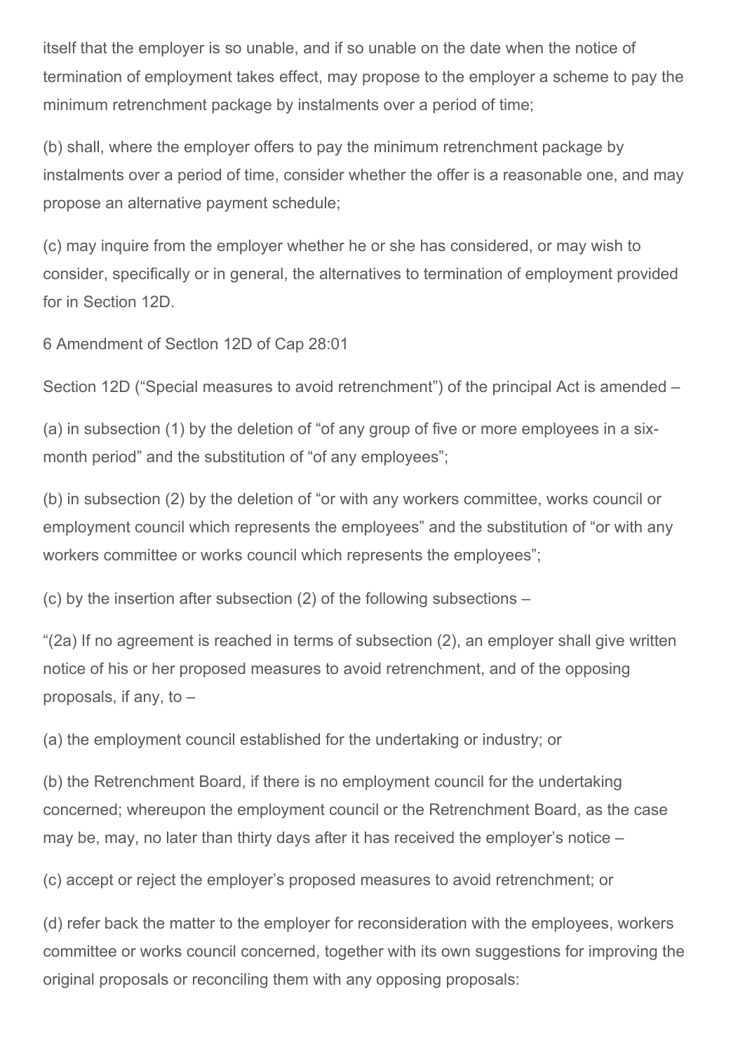itself that the employer is so unable, and if so unable on the date when the notice of termination of employment takes effect, may propose to the employer a scheme to pay the minimum retrenchment package by instalments over a period of time;

(b) shall, where the employer offers to pay the minimum retrenchment package by instalments over a period of time, consider whether the offer is a reasonable one, and may propose an alternative payment schedule;

(c) may inquire from the employer whether he or she has considered, or may wish to consider, specifically or in general, the alternatives to termination of employment provided for in Section 12D.

6 Amendment of Sectlon 12D of Cap 28:01

Section 12D ("Special measures to avoid retrenchment") of the principal Act is amended –

(a) in subsection (1) by the deletion of "of any group of five or more employees in a six-month period" and the substitution of "of any employees";

(b) in subsection (2) by the deletion of "or with any workers committee, works council or employment council which represents the employees" and the substitution of "or with any workers committee or works council which represents the employees";

(c) by the insertion after subsection (2) of the following subsections –

"(2a) If no agreement is reached in terms of subsection (2), an employer shall give written notice of his or her proposed measures to avoid retrenchment, and of the opposing proposals, if any, to –

(a) the employment council established for the undertaking or industry; or

(b) the Retrenchment Board, if there is no employment council for the undertaking concerned; whereupon the employment council or the Retrenchment Board, as the case may be, may, no later than thirty days after it has received the employer's notice –

(c) accept or reject the employer's proposed measures to avoid retrenchment; or

(d) refer back the matter to the employer for reconsideration with the employees, workers committee or works council concerned, together with its own suggestions for improving the original proposals or reconciling them with any opposing proposals: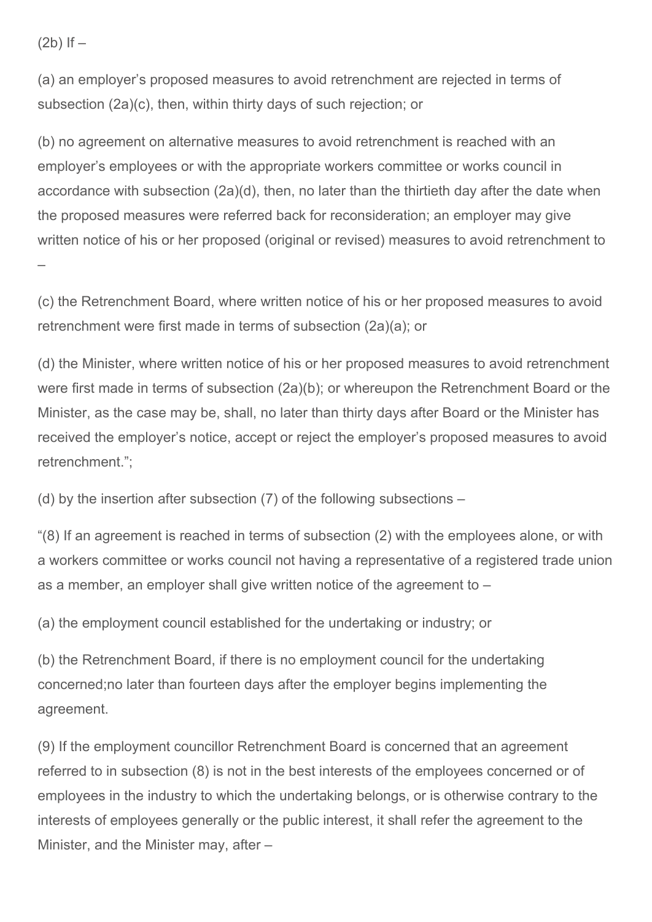(2b) If –

(a) an employer's proposed measures to avoid retrenchment are rejected in terms of subsection (2a)(c), then, within thirty days of such rejection; or

(b) no agreement on alternative measures to avoid retrenchment is reached with an employer's employees or with the appropriate workers committee or works council in accordance with subsection (2a)(d), then, no later than the thirtieth day after the date when the proposed measures were referred back for reconsideration; an employer may give written notice of his or her proposed (original or revised) measures to avoid retrenchment to –

(c) the Retrenchment Board, where written notice of his or her proposed measures to avoid retrenchment were first made in terms of subsection (2a)(a); or

(d) the Minister, where written notice of his or her proposed measures to avoid retrenchment were first made in terms of subsection (2a)(b); or whereupon the Retrenchment Board or the Minister, as the case may be, shall, no later than thirty days after Board or the Minister has received the employer's notice, accept or reject the employer's proposed measures to avoid retrenchment.";

(d) by the insertion after subsection (7) of the following subsections –

"(8) If an agreement is reached in terms of subsection (2) with the employees alone, or with a workers committee or works council not having a representative of a registered trade union as a member, an employer shall give written notice of the agreement to –

(a) the employment council established for the undertaking or industry; or

(b) the Retrenchment Board, if there is no employment council for the undertaking concerned;no later than fourteen days after the employer begins implementing the agreement.

(9) If the employment councillor Retrenchment Board is concerned that an agreement referred to in subsection (8) is not in the best interests of the employees concerned or of employees in the industry to which the undertaking belongs, or is otherwise contrary to the interests of employees generally or the public interest, it shall refer the agreement to the Minister, and the Minister may, after –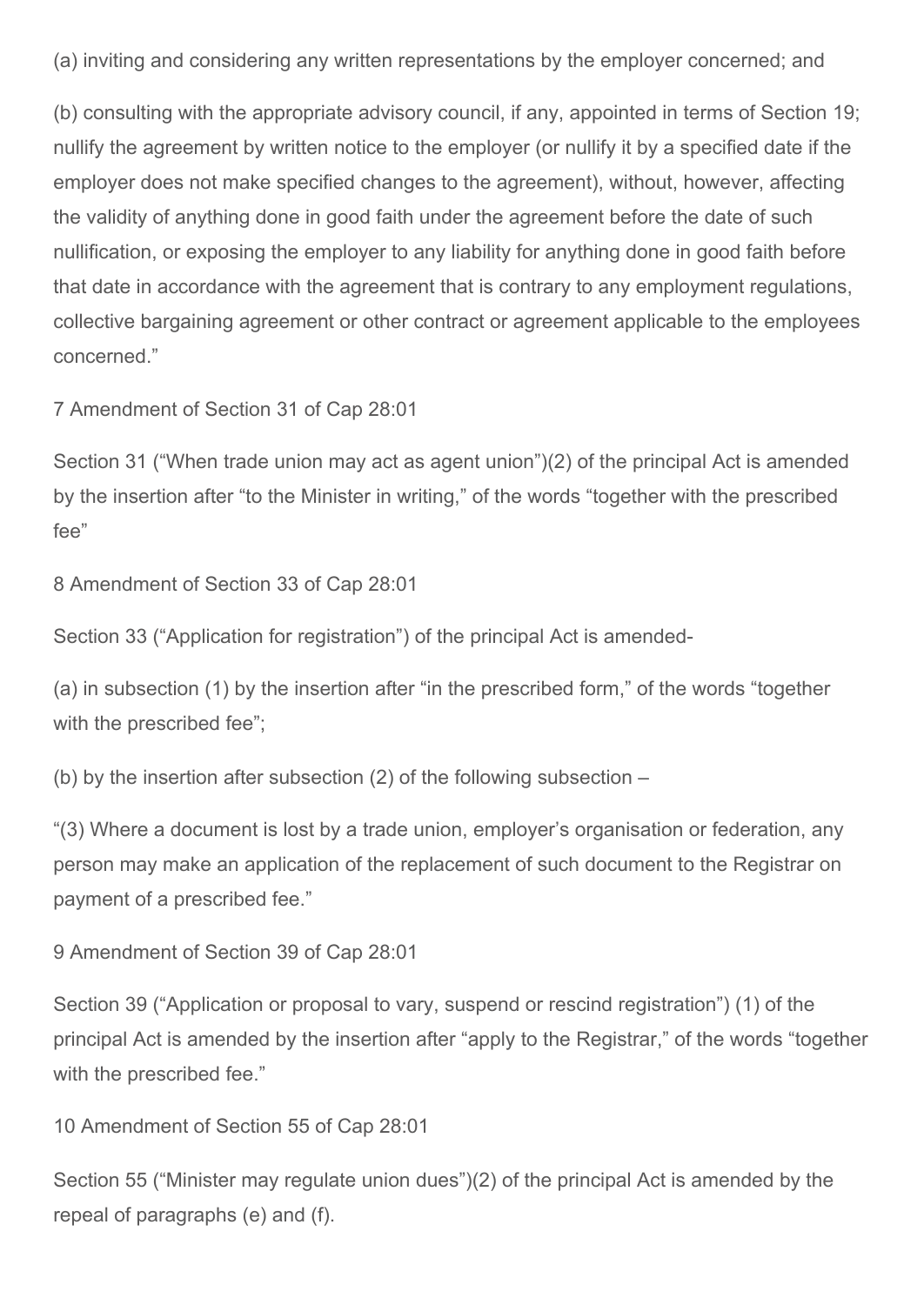(a) inviting and considering any written representations by the employer concerned; and

(b) consulting with the appropriate advisory council, if any, appointed in terms of Section 19; nullify the agreement by written notice to the employer (or nullify it by a specified date if the employer does not make specified changes to the agreement), without, however, affecting the validity of anything done in good faith under the agreement before the date of such nullification, or exposing the employer to any liability for anything done in good faith before that date in accordance with the agreement that is contrary to any employment regulations, collective bargaining agreement or other contract or agreement applicable to the employees concerned."

7 Amendment of Section 31 of Cap 28:01

Section 31 ("When trade union may act as agent union")(2) of the principal Act is amended by the insertion after "to the Minister in writing," of the words "together with the prescribed fee"

8 Amendment of Section 33 of Cap 28:01

Section 33 ("Application for registration") of the principal Act is amended-

(a) in subsection (1) by the insertion after "in the prescribed form," of the words "together with the prescribed fee";

(b) by the insertion after subsection (2) of the following subsection –

"(3) Where a document is lost by a trade union, employer's organisation or federation, any person may make an application of the replacement of such document to the Registrar on payment of a prescribed fee."

9 Amendment of Section 39 of Cap 28:01

Section 39 ("Application or proposal to vary, suspend or rescind registration") (1) of the principal Act is amended by the insertion after "apply to the Registrar," of the words "together with the prescribed fee."

10 Amendment of Section 55 of Cap 28:01

Section 55 ("Minister may regulate union dues")(2) of the principal Act is amended by the repeal of paragraphs (e) and (f).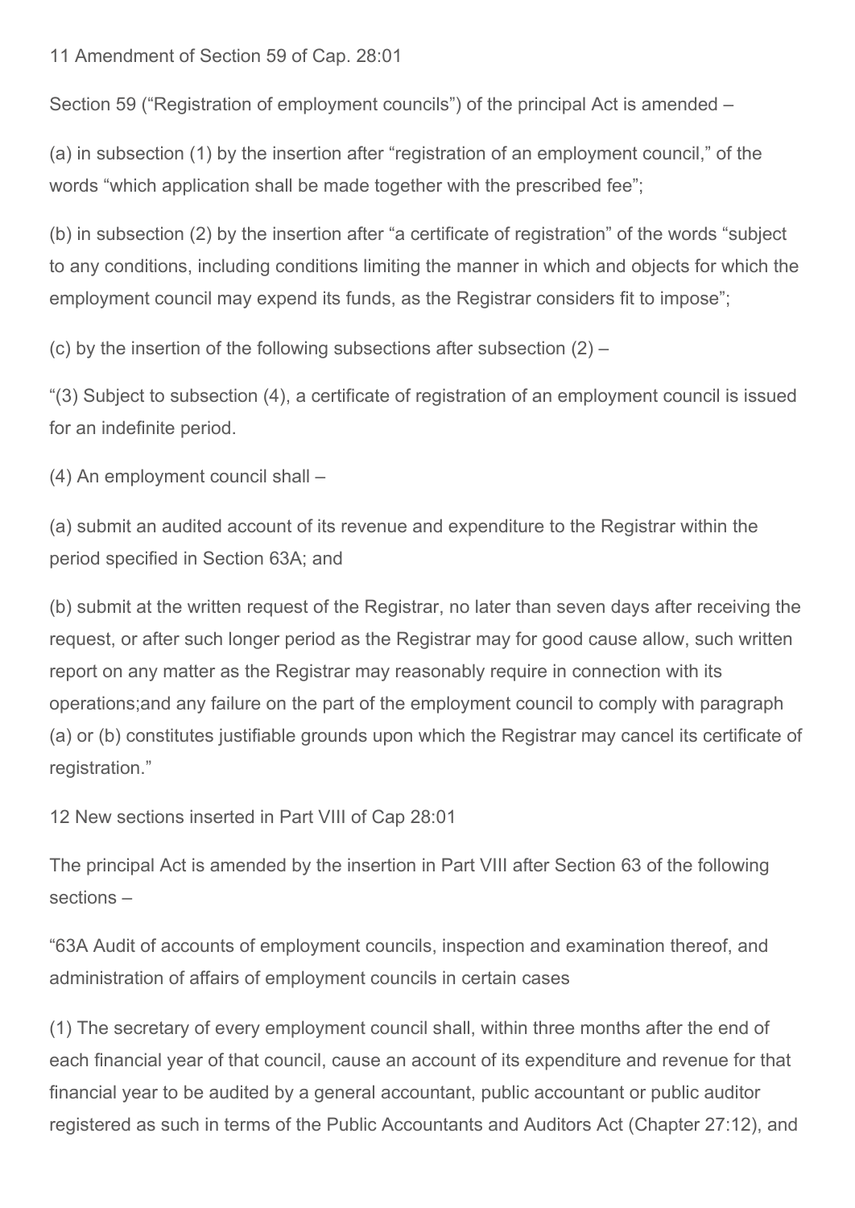11 Amendment of Section 59 of Cap. 28:01

Section 59 ("Registration of employment councils") of the principal Act is amended –

(a) in subsection (1) by the insertion after "registration of an employment council," of the words "which application shall be made together with the prescribed fee";

(b) in subsection (2) by the insertion after "a certificate of registration" of the words "subject to any conditions, including conditions limiting the manner in which and objects for which the employment council may expend its funds, as the Registrar considers fit to impose";

(c) by the insertion of the following subsections after subsection (2) –

"(3) Subject to subsection (4), a certificate of registration of an employment council is issued for an indefinite period.

(4) An employment council shall –

(a) submit an audited account of its revenue and expenditure to the Registrar within the period specified in Section 63A; and

(b) submit at the written request of the Registrar, no later than seven days after receiving the request, or after such longer period as the Registrar may for good cause allow, such written report on any matter as the Registrar may reasonably require in connection with its operations;and any failure on the part of the employment council to comply with paragraph (a) or (b) constitutes justifiable grounds upon which the Registrar may cancel its certificate of registration."

12 New sections inserted in Part VIII of Cap 28:01

The principal Act is amended by the insertion in Part VIII after Section 63 of the following sections –

"63A Audit of accounts of employment councils, inspection and examination thereof, and administration of affairs of employment councils in certain cases

(1) The secretary of every employment council shall, within three months after the end of each financial year of that council, cause an account of its expenditure and revenue for that financial year to be audited by a general accountant, public accountant or public auditor registered as such in terms of the Public Accountants and Auditors Act (Chapter 27:12), and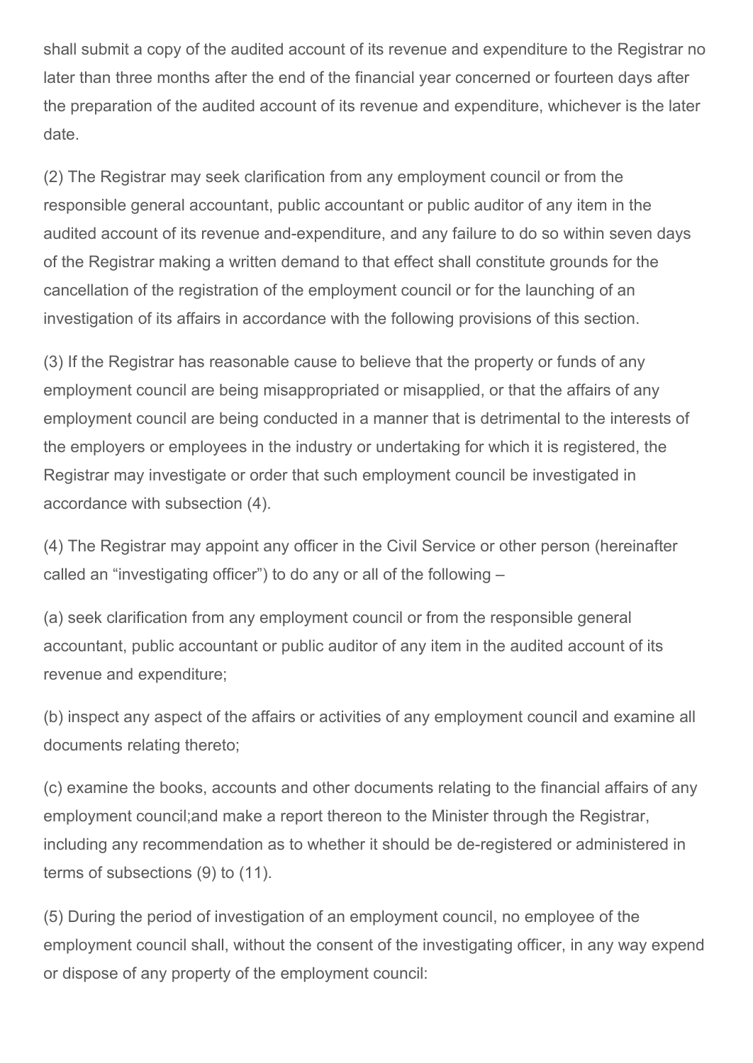shall submit a copy of the audited account of its revenue and expenditure to the Registrar no later than three months after the end of the financial year concerned or fourteen days after the preparation of the audited account of its revenue and expenditure, whichever is the later date.

(2) The Registrar may seek clarification from any employment council or from the responsible general accountant, public accountant or public auditor of any item in the audited account of its revenue and-expenditure, and any failure to do so within seven days of the Registrar making a written demand to that effect shall constitute grounds for the cancellation of the registration of the employment council or for the launching of an investigation of its affairs in accordance with the following provisions of this section.

(3) If the Registrar has reasonable cause to believe that the property or funds of any employment council are being misappropriated or misapplied, or that the affairs of any employment council are being conducted in a manner that is detrimental to the interests of the employers or employees in the industry or undertaking for which it is registered, the Registrar may investigate or order that such employment council be investigated in accordance with subsection (4).

(4) The Registrar may appoint any officer in the Civil Service or other person (hereinafter called an "investigating officer") to do any or all of the following –

(a) seek clarification from any employment council or from the responsible general accountant, public accountant or public auditor of any item in the audited account of its revenue and expenditure;

(b) inspect any aspect of the affairs or activities of any employment council and examine all documents relating thereto;

(c) examine the books, accounts and other documents relating to the financial affairs of any employment council;and make a report thereon to the Minister through the Registrar, including any recommendation as to whether it should be de-registered or administered in terms of subsections (9) to (11).

(5) During the period of investigation of an employment council, no employee of the employment council shall, without the consent of the investigating officer, in any way expend or dispose of any property of the employment council: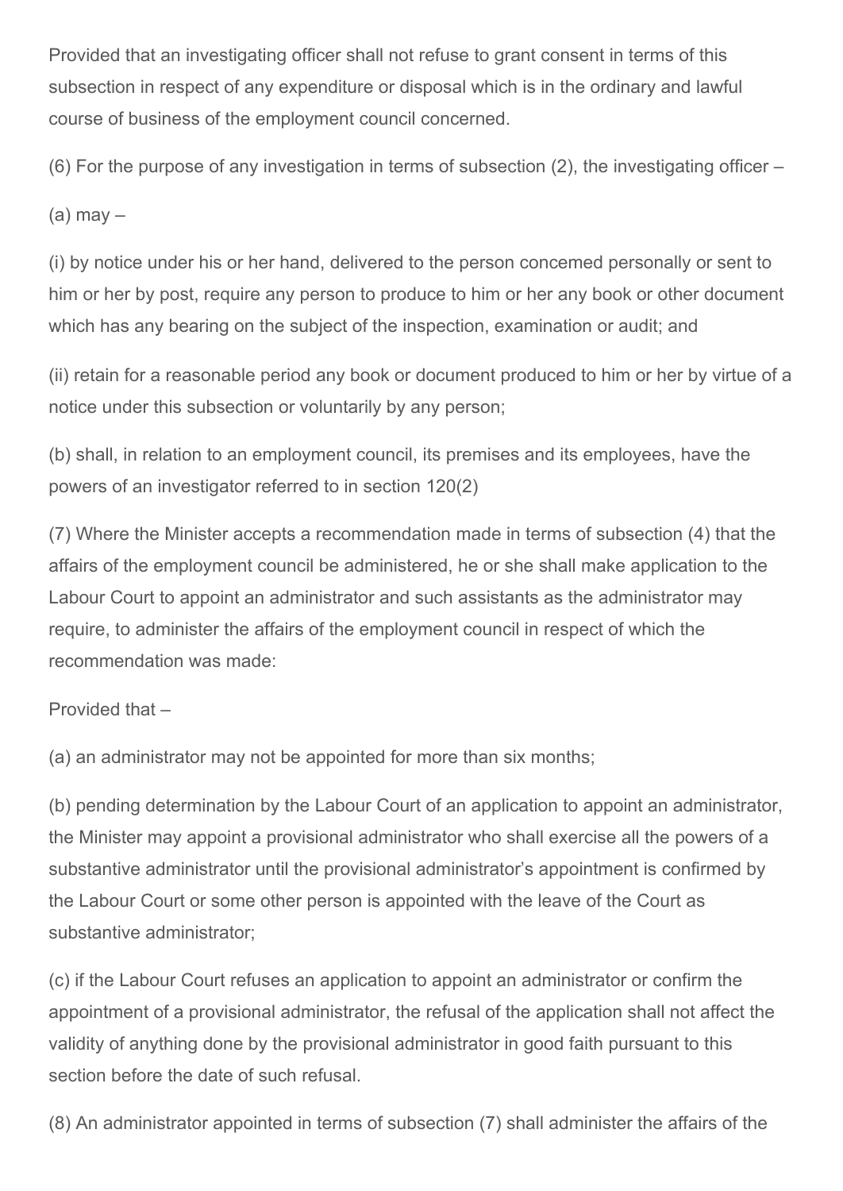Provided that an investigating officer shall not refuse to grant consent in terms of this subsection in respect of any expenditure or disposal which is in the ordinary and lawful course of business of the employment council concerned.

(6) For the purpose of any investigation in terms of subsection (2), the investigating officer –

(a) may –

(i) by notice under his or her hand, delivered to the person concemed personally or sent to him or her by post, require any person to produce to him or her any book or other document which has any bearing on the subject of the inspection, examination or audit; and

(ii) retain for a reasonable period any book or document produced to him or her by virtue of a notice under this subsection or voluntarily by any person;

(b) shall, in relation to an employment council, its premises and its employees, have the powers of an investigator referred to in section 120(2)

(7) Where the Minister accepts a recommendation made in terms of subsection (4) that the affairs of the employment council be administered, he or she shall make application to the Labour Court to appoint an administrator and such assistants as the administrator may require, to administer the affairs of the employment council in respect of which the recommendation was made:

Provided that –

(a) an administrator may not be appointed for more than six months;

(b) pending determination by the Labour Court of an application to appoint an administrator, the Minister may appoint a provisional administrator who shall exercise all the powers of a substantive administrator until the provisional administrator's appointment is confirmed by the Labour Court or some other person is appointed with the leave of the Court as substantive administrator;

(c) if the Labour Court refuses an application to appoint an administrator or confirm the appointment of a provisional administrator, the refusal of the application shall not affect the validity of anything done by the provisional administrator in good faith pursuant to this section before the date of such refusal.

(8) An administrator appointed in terms of subsection (7) shall administer the affairs of the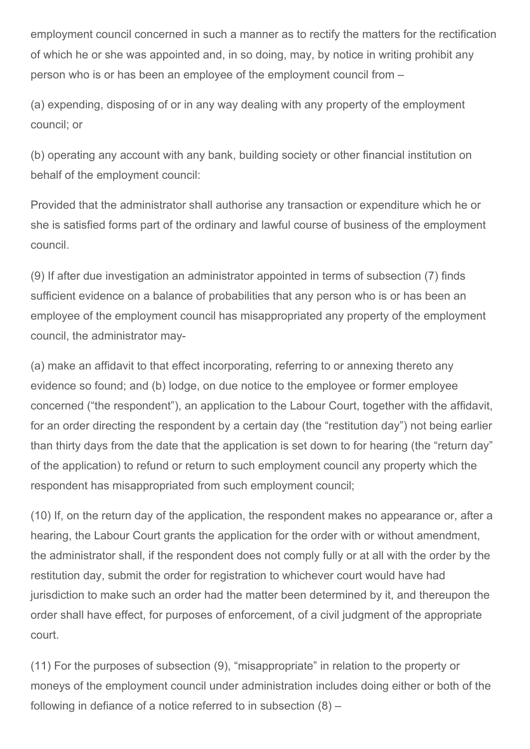employment council concerned in such a manner as to rectify the matters for the rectification of which he or she was appointed and, in so doing, may, by notice in writing prohibit any person who is or has been an employee of the employment council from –

(a) expending, disposing of or in any way dealing with any property of the employment council; or

(b) operating any account with any bank, building society or other financial institution on behalf of the employment council:

Provided that the administrator shall authorise any transaction or expenditure which he or she is satisfied forms part of the ordinary and lawful course of business of the employment council.

(9) If after due investigation an administrator appointed in terms of subsection (7) finds sufficient evidence on a balance of probabilities that any person who is or has been an employee of the employment council has misappropriated any property of the employment council, the administrator may-

(a) make an affidavit to that effect incorporating, referring to or annexing thereto any evidence so found; and (b) lodge, on due notice to the employee or former employee concerned ("the respondent"), an application to the Labour Court, together with the affidavit, for an order directing the respondent by a certain day (the "restitution day") not being earlier than thirty days from the date that the application is set down to for hearing (the "return day" of the application) to refund or return to such employment council any property which the respondent has misappropriated from such employment council;

(10) If, on the return day of the application, the respondent makes no appearance or, after a hearing, the Labour Court grants the application for the order with or without amendment, the administrator shall, if the respondent does not comply fully or at all with the order by the restitution day, submit the order for registration to whichever court would have had jurisdiction to make such an order had the matter been determined by it, and thereupon the order shall have effect, for purposes of enforcement, of a civil judgment of the appropriate court.

(11) For the purposes of subsection (9), "misappropriate" in relation to the property or moneys of the employment council under administration includes doing either or both of the following in defiance of a notice referred to in subsection (8) –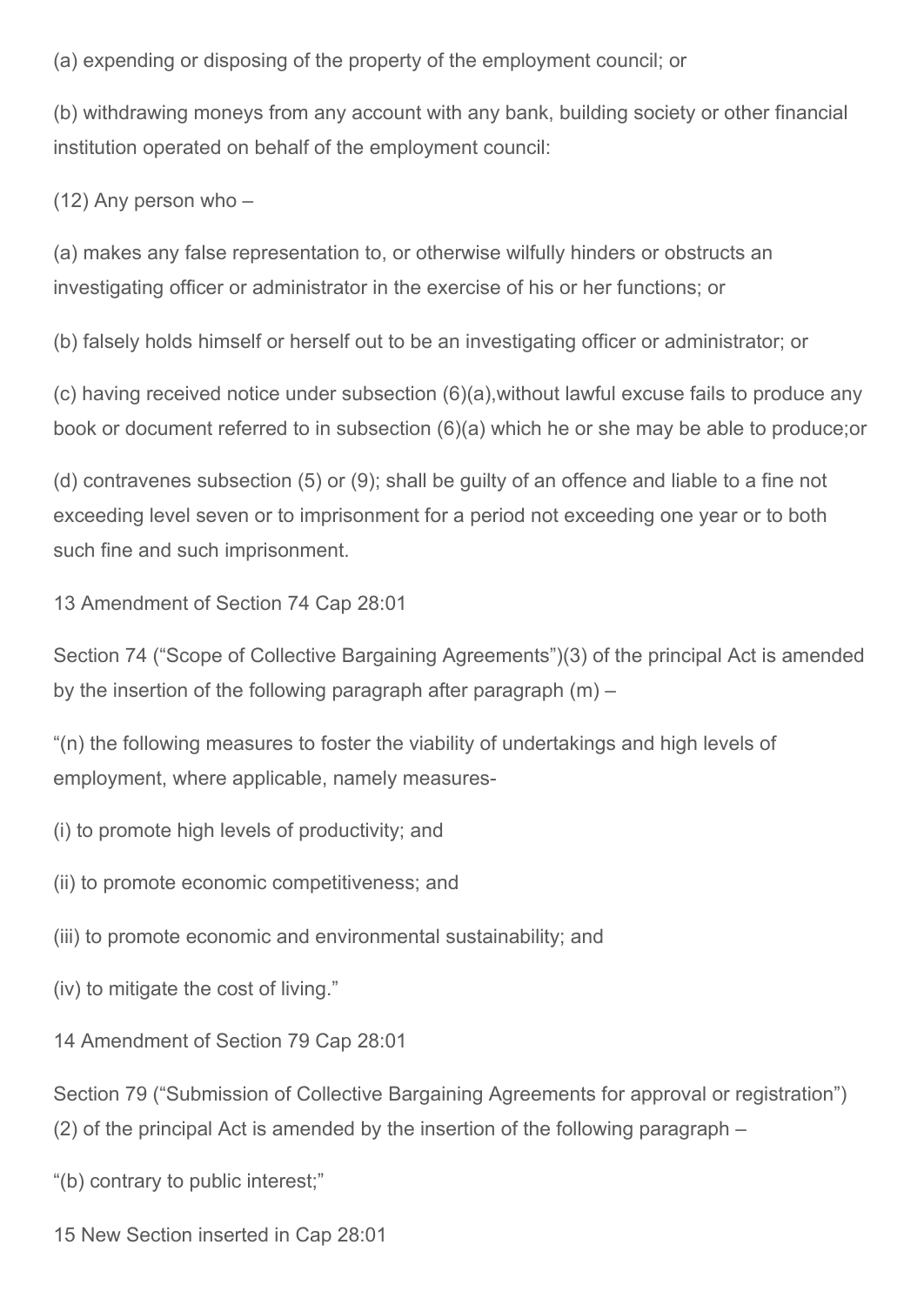(a) expending or disposing of the property of the employment council; or

(b) withdrawing moneys from any account with any bank, building society or other financial institution operated on behalf of the employment council:

(12) Any person who –

(a) makes any false representation to, or otherwise wilfully hinders or obstructs an investigating officer or administrator in the exercise of his or her functions; or

(b) falsely holds himself or herself out to be an investigating officer or administrator; or

(c) having received notice under subsection (6)(a),without lawful excuse fails to produce any book or document referred to in subsection (6)(a) which he or she may be able to produce;or

(d) contravenes subsection (5) or (9); shall be guilty of an offence and liable to a fine not exceeding level seven or to imprisonment for a period not exceeding one year or to both such fine and such imprisonment.

13 Amendment of Section 74 Cap 28:01

Section 74 ("Scope of Collective Bargaining Agreements")(3) of the principal Act is amended by the insertion of the following paragraph after paragraph (m) –

"(n) the following measures to foster the viability of undertakings and high levels of employment, where applicable, namely measures-

(i) to promote high levels of productivity; and

(ii) to promote economic competitiveness; and

(iii) to promote economic and environmental sustainability; and

(iv) to mitigate the cost of living."

14 Amendment of Section 79 Cap 28:01

Section 79 ("Submission of Collective Bargaining Agreements for approval or registration")(2) of the principal Act is amended by the insertion of the following paragraph –

"(b) contrary to public interest;"

15 New Section inserted in Cap 28:01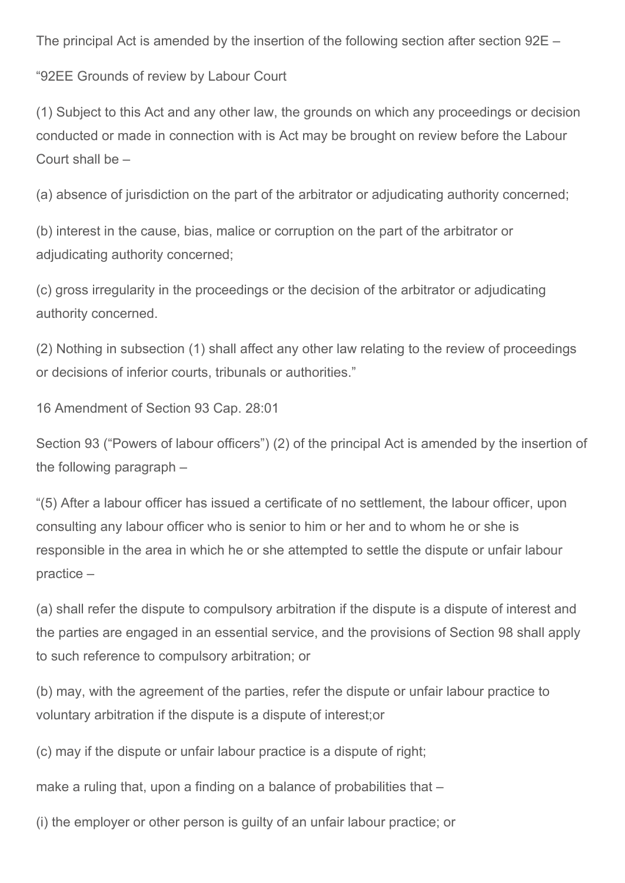The principal Act is amended by the insertion of the following section after section 92E –

"92EE Grounds of review by Labour Court

(1) Subject to this Act and any other law, the grounds on which any proceedings or decision conducted or made in connection with is Act may be brought on review before the Labour Court shall be –

(a) absence of jurisdiction on the part of the arbitrator or adjudicating authority concerned;

(b) interest in the cause, bias, malice or corruption on the part of the arbitrator or adjudicating authority concerned;

(c) gross irregularity in the proceedings or the decision of the arbitrator or adjudicating authority concerned.

(2) Nothing in subsection (1) shall affect any other law relating to the review of proceedings or decisions of inferior courts, tribunals or authorities."

16 Amendment of Section 93 Cap. 28:01

Section 93 ("Powers of labour officers") (2) of the principal Act is amended by the insertion of the following paragraph –

"(5) After a labour officer has issued a certificate of no settlement, the labour officer, upon consulting any labour officer who is senior to him or her and to whom he or she is responsible in the area in which he or she attempted to settle the dispute or unfair labour practice –

(a) shall refer the dispute to compulsory arbitration if the dispute is a dispute of interest and the parties are engaged in an essential service, and the provisions of Section 98 shall apply to such reference to compulsory arbitration; or

(b) may, with the agreement of the parties, refer the dispute or unfair labour practice to voluntary arbitration if the dispute is a dispute of interest;or

(c) may if the dispute or unfair labour practice is a dispute of right;

make a ruling that, upon a finding on a balance of probabilities that –

(i) the employer or other person is guilty of an unfair labour practice; or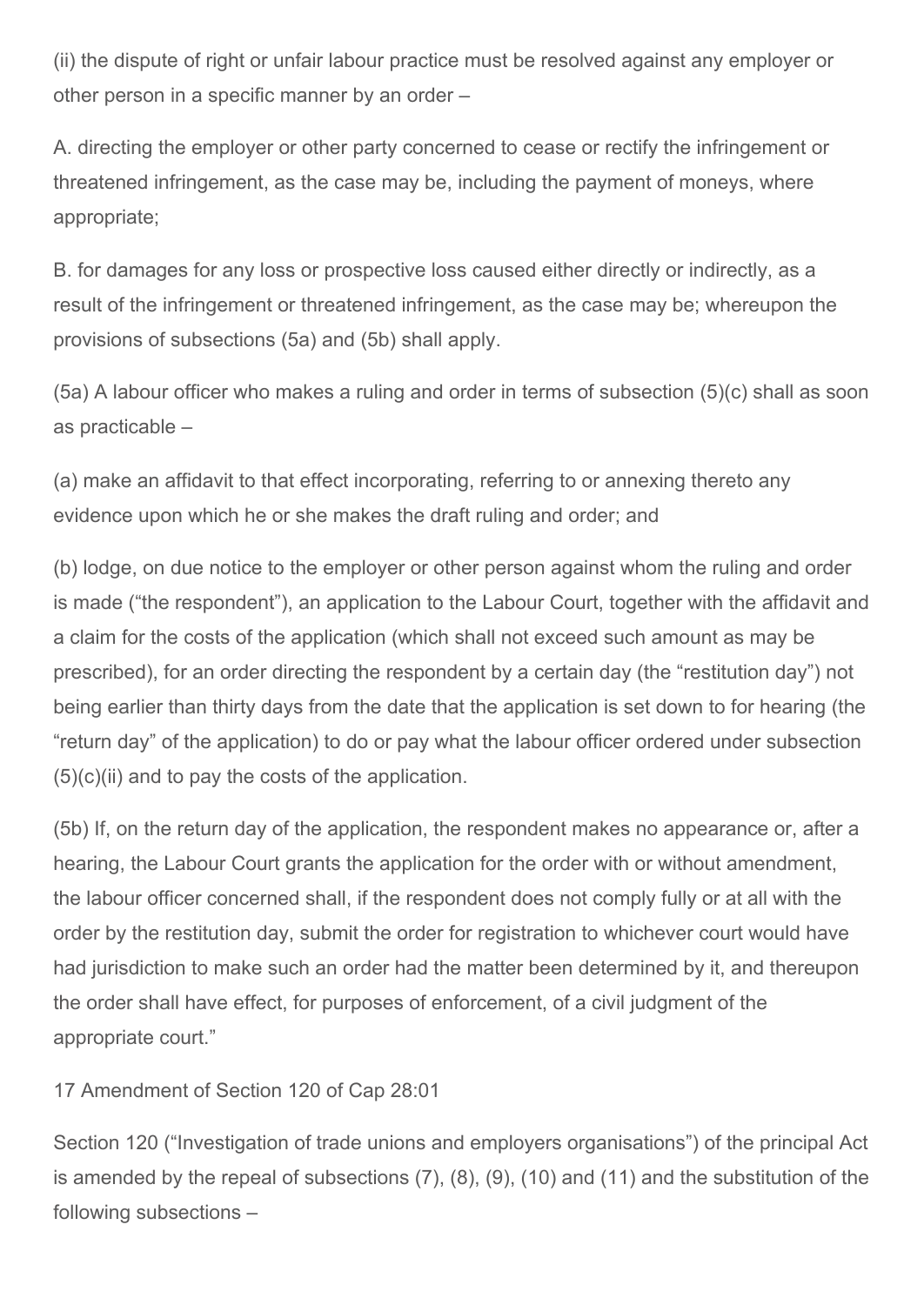(ii) the dispute of right or unfair labour practice must be resolved against any employer or other person in a specific manner by an order –

A. directing the employer or other party concerned to cease or rectify the infringement or threatened infringement, as the case may be, including the payment of moneys, where appropriate;

B. for damages for any loss or prospective loss caused either directly or indirectly, as a result of the infringement or threatened infringement, as the case may be; whereupon the provisions of subsections (5a) and (5b) shall apply.

(5a) A labour officer who makes a ruling and order in terms of subsection (5)(c) shall as soon as practicable –

(a) make an affidavit to that effect incorporating, referring to or annexing thereto any evidence upon which he or she makes the draft ruling and order; and

(b) lodge, on due notice to the employer or other person against whom the ruling and order is made ("the respondent"), an application to the Labour Court, together with the affidavit and a claim for the costs of the application (which shall not exceed such amount as may be prescribed), for an order directing the respondent by a certain day (the "restitution day") not being earlier than thirty days from the date that the application is set down to for hearing (the "return day" of the application) to do or pay what the labour officer ordered under subsection (5)(c)(ii) and to pay the costs of the application.

(5b) If, on the return day of the application, the respondent makes no appearance or, after a hearing, the Labour Court grants the application for the order with or without amendment, the labour officer concerned shall, if the respondent does not comply fully or at all with the order by the restitution day, submit the order for registration to whichever court would have had jurisdiction to make such an order had the matter been determined by it, and thereupon the order shall have effect, for purposes of enforcement, of a civil judgment of the appropriate court."

17 Amendment of Section 120 of Cap 28:01

Section 120 ("Investigation of trade unions and employers organisations") of the principal Act is amended by the repeal of subsections (7), (8), (9), (10) and (11) and the substitution of the following subsections –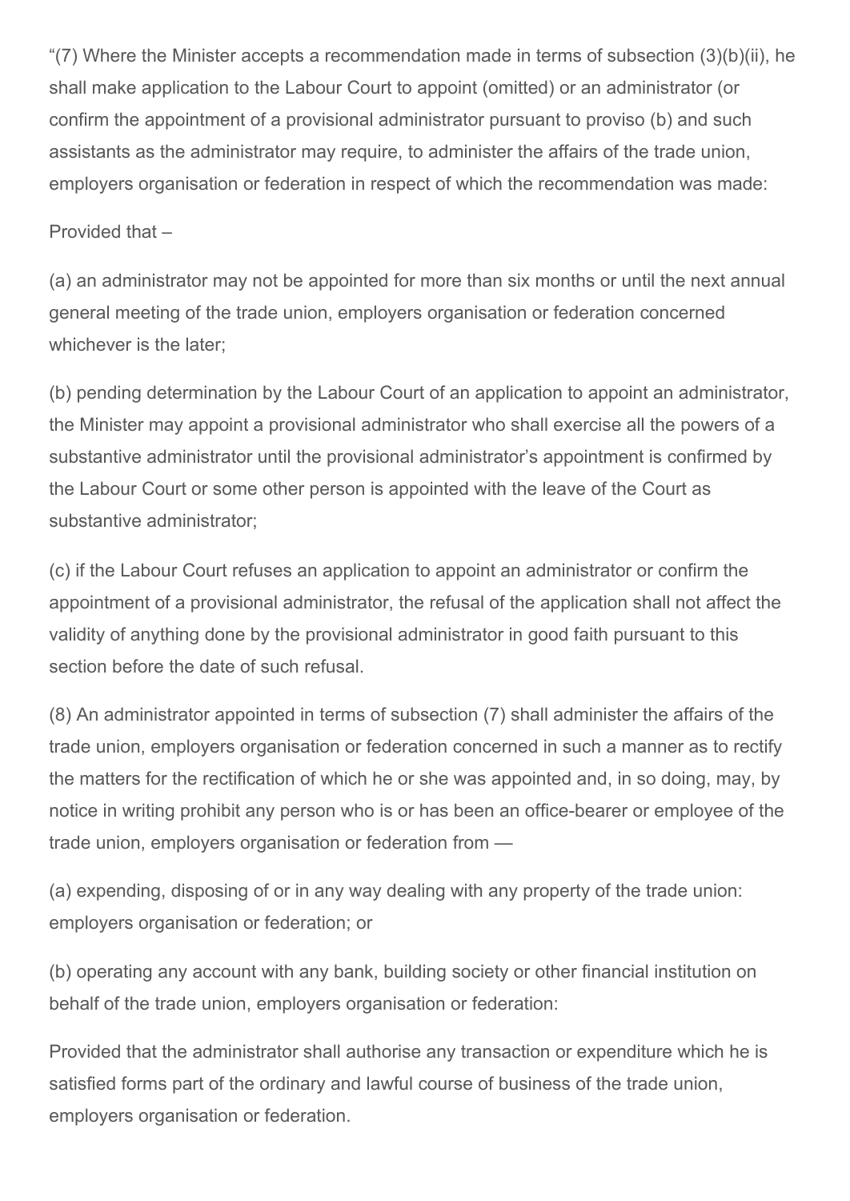"(7) Where the Minister accepts a recommendation made in terms of subsection (3)(b)(ii), he shall make application to the Labour Court to appoint (omitted) or an administrator (or confirm the appointment of a provisional administrator pursuant to proviso (b) and such assistants as the administrator may require, to administer the affairs of the trade union, employers organisation or federation in respect of which the recommendation was made:

Provided that –

(a) an administrator may not be appointed for more than six months or until the next annual general meeting of the trade union, employers organisation or federation concerned whichever is the later;

(b) pending determination by the Labour Court of an application to appoint an administrator, the Minister may appoint a provisional administrator who shall exercise all the powers of a substantive administrator until the provisional administrator's appointment is confirmed by the Labour Court or some other person is appointed with the leave of the Court as substantive administrator;

(c) if the Labour Court refuses an application to appoint an administrator or confirm the appointment of a provisional administrator, the refusal of the application shall not affect the validity of anything done by the provisional administrator in good faith pursuant to this section before the date of such refusal.

(8) An administrator appointed in terms of subsection (7) shall administer the affairs of the trade union, employers organisation or federation concerned in such a manner as to rectify the matters for the rectification of which he or she was appointed and, in so doing, may, by notice in writing prohibit any person who is or has been an office-bearer or employee of the trade union, employers organisation or federation from —

(a) expending, disposing of or in any way dealing with any property of the trade union: employers organisation or federation; or

(b) operating any account with any bank, building society or other financial institution on behalf of the trade union, employers organisation or federation:

Provided that the administrator shall authorise any transaction or expenditure which he is satisfied forms part of the ordinary and lawful course of business of the trade union, employers organisation or federation.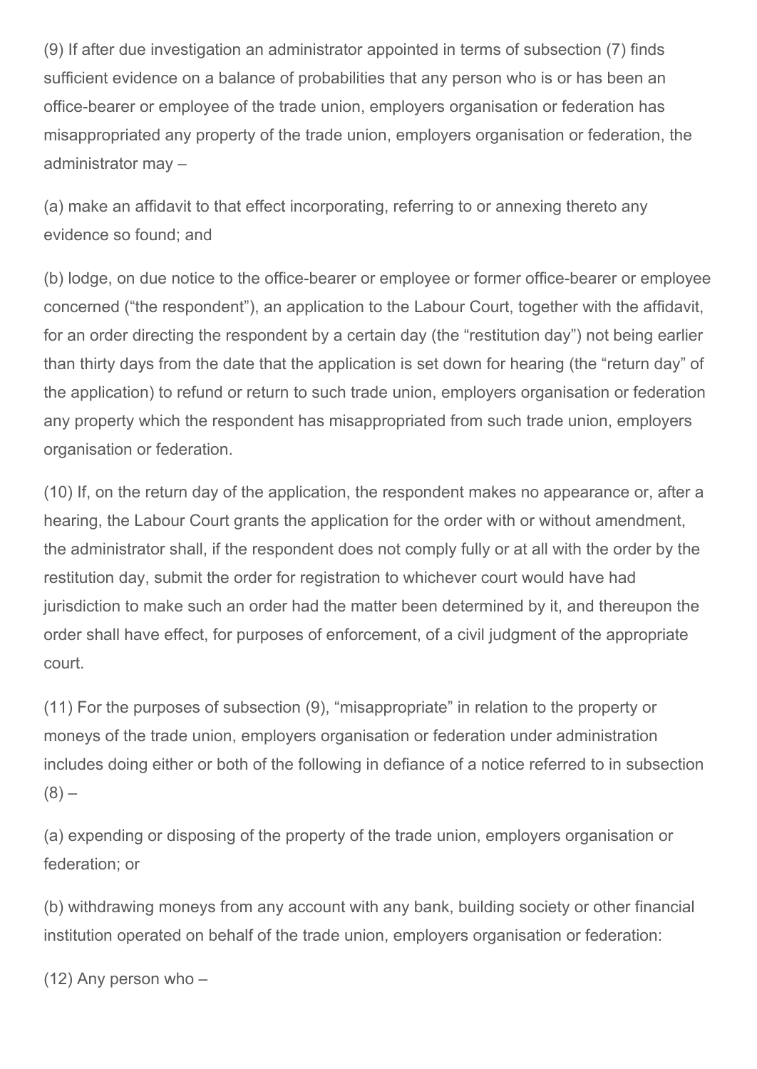(9) If after due investigation an administrator appointed in terms of subsection (7) finds sufficient evidence on a balance of probabilities that any person who is or has been an office-bearer or employee of the trade union, employers organisation or federation has misappropriated any property of the trade union, employers organisation or federation, the administrator may –

(a) make an affidavit to that effect incorporating, referring to or annexing thereto any evidence so found; and

(b) lodge, on due notice to the office-bearer or employee or former office-bearer or employee concerned ("the respondent"), an application to the Labour Court, together with the affidavit, for an order directing the respondent by a certain day (the "restitution day") not being earlier than thirty days from the date that the application is set down for hearing (the "return day" of the application) to refund or return to such trade union, employers organisation or federation any property which the respondent has misappropriated from such trade union, employers organisation or federation.

(10) If, on the return day of the application, the respondent makes no appearance or, after a hearing, the Labour Court grants the application for the order with or without amendment, the administrator shall, if the respondent does not comply fully or at all with the order by the restitution day, submit the order for registration to whichever court would have had jurisdiction to make such an order had the matter been determined by it, and thereupon the order shall have effect, for purposes of enforcement, of a civil judgment of the appropriate court.

(11) For the purposes of subsection (9), "misappropriate" in relation to the property or moneys of the trade union, employers organisation or federation under administration includes doing either or both of the following in defiance of a notice referred to in subsection (8) –

(a) expending or disposing of the property of the trade union, employers organisation or federation; or

(b) withdrawing moneys from any account with any bank, building society or other financial institution operated on behalf of the trade union, employers organisation or federation:

(12) Any person who –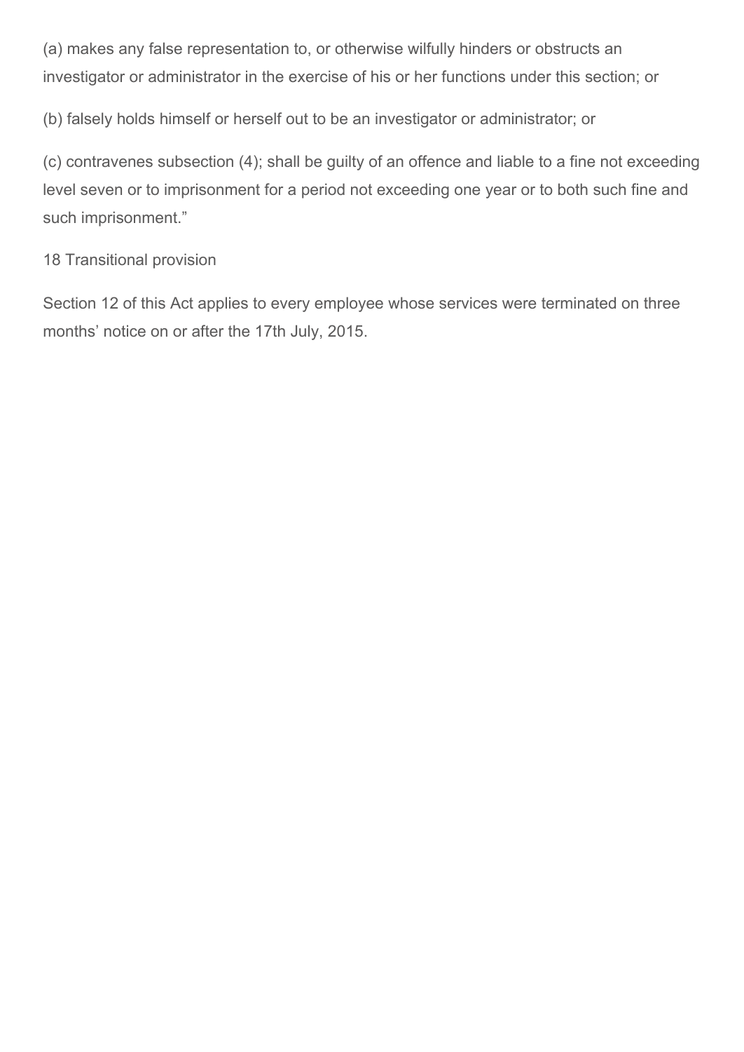(a) makes any false representation to, or otherwise wilfully hinders or obstructs an investigator or administrator in the exercise of his or her functions under this section; or

(b) falsely holds himself or herself out to be an investigator or administrator; or

(c) contravenes subsection (4); shall be guilty of an offence and liable to a fine not exceeding level seven or to imprisonment for a period not exceeding one year or to both such fine and such imprisonment."

18 Transitional provision

Section 12 of this Act applies to every employee whose services were terminated on three months' notice on or after the 17th July, 2015.